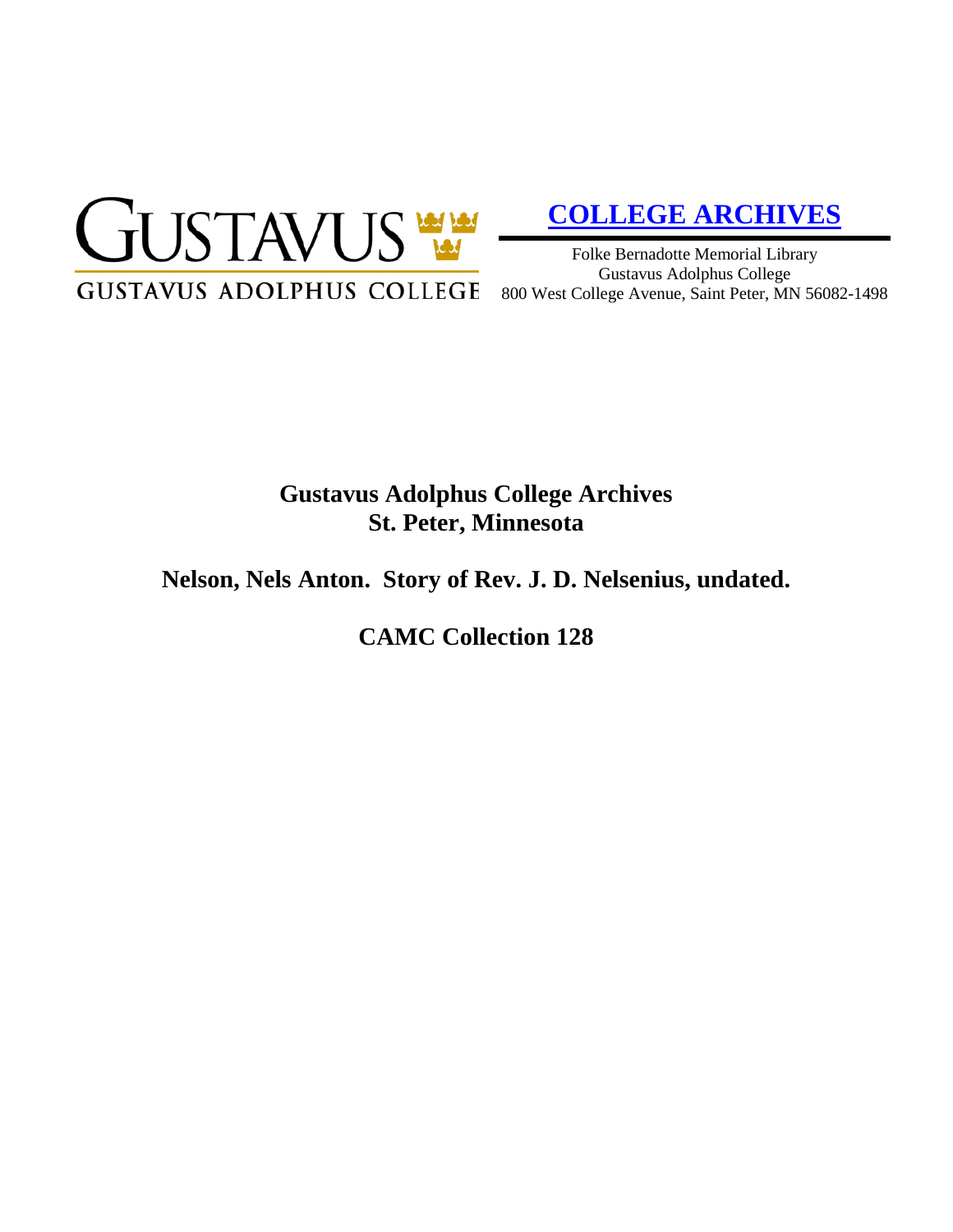GUSTAVUS

GUSTAVUS ADOLPHUS COLLEGE

**COLLEGE ARCHIVES**

Folke Bernadotte Memorial Library
Gustavus Adolphus College
800 West College Avenue, Saint Peter, MN 56082-1498

# Gustavus Adolphus College Archives
# St. Peter, Minnesota

## Nelson, Nels Anton. Story of Rev. J. D. Nelsenius, undated.

## CAMC Collection 128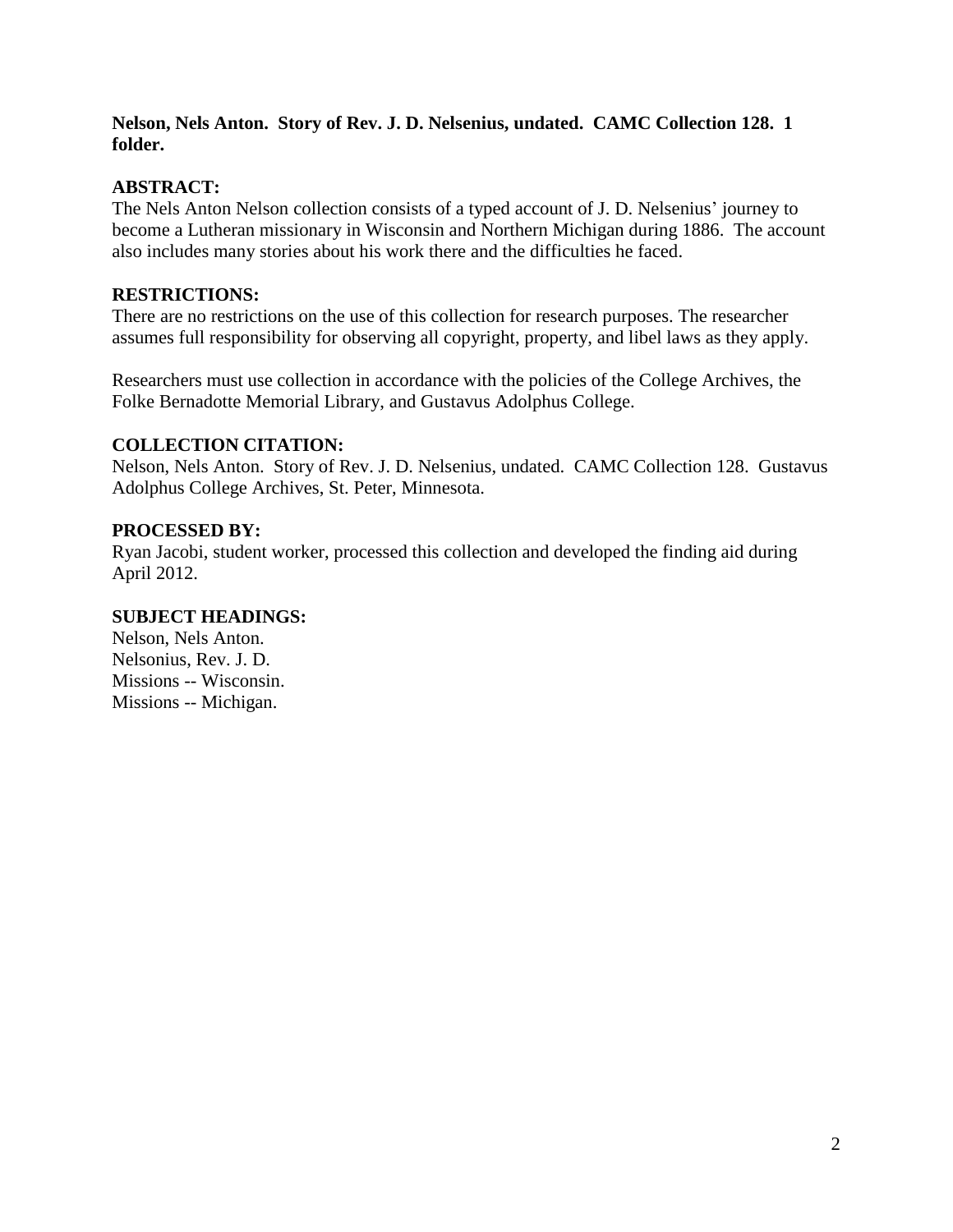**Nelson, Nels Anton. Story of Rev. J. D. Nelsenius, undated. CAMC Collection 128. 1 folder.**

**ABSTRACT:**
The Nels Anton Nelson collection consists of a typed account of J. D. Nelsenius' journey to become a Lutheran missionary in Wisconsin and Northern Michigan during 1886. The account also includes many stories about his work there and the difficulties he faced.

**RESTRICTIONS:**
There are no restrictions on the use of this collection for research purposes. The researcher assumes full responsibility for observing all copyright, property, and libel laws as they apply.

Researchers must use collection in accordance with the policies of the College Archives, the Folke Bernadotte Memorial Library, and Gustavus Adolphus College.

**COLLECTION CITATION:**
Nelson, Nels Anton. Story of Rev. J. D. Nelsenius, undated. CAMC Collection 128. Gustavus Adolphus College Archives, St. Peter, Minnesota.

**PROCESSED BY:**
Ryan Jacobi, student worker, processed this collection and developed the finding aid during April 2012.

**SUBJECT HEADINGS:**
Nelson, Nels Anton.
Nelsonius, Rev. J. D.
Missions -- Wisconsin.
Missions -- Michigan.